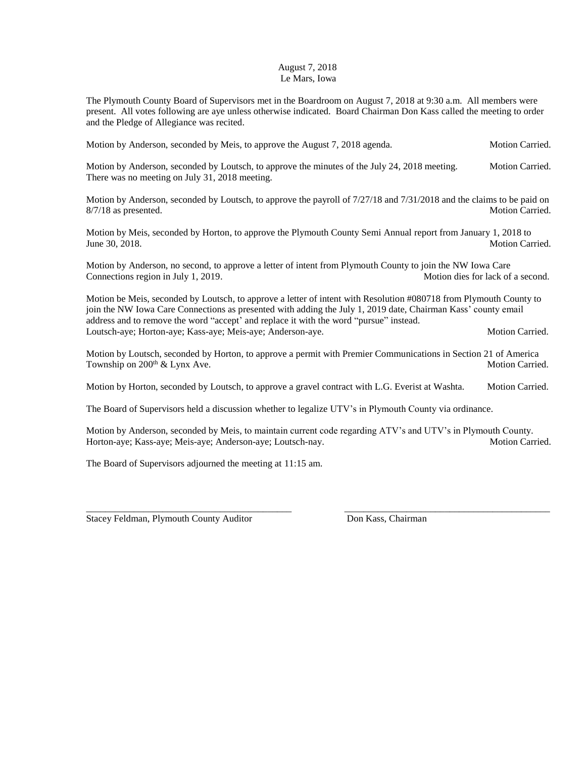August 7, 2018
Le Mars, Iowa

The Plymouth County Board of Supervisors met in the Boardroom on August 7, 2018 at 9:30 a.m. All members were present. All votes following are aye unless otherwise indicated. Board Chairman Don Kass called the meeting to order and the Pledge of Allegiance was recited.

Motion by Anderson, seconded by Meis, to approve the August 7, 2018 agenda. Motion Carried.

Motion by Anderson, seconded by Loutsch, to approve the minutes of the July 24, 2018 meeting. Motion Carried.
There was no meeting on July 31, 2018 meeting.

Motion by Anderson, seconded by Loutsch, to approve the payroll of 7/27/18 and 7/31/2018 and the claims to be paid on 8/7/18 as presented. Motion Carried.

Motion by Meis, seconded by Horton, to approve the Plymouth County Semi Annual report from January 1, 2018 to June 30, 2018. Motion Carried.

Motion by Anderson, no second, to approve a letter of intent from Plymouth County to join the NW Iowa Care Connections region in July 1, 2019. Motion dies for lack of a second.

Motion be Meis, seconded by Loutsch, to approve a letter of intent with Resolution #080718 from Plymouth County to join the NW Iowa Care Connections as presented with adding the July 1, 2019 date, Chairman Kass' county email address and to remove the word "accept' and replace it with the word "pursue" instead.
Loutsch-aye; Horton-aye; Kass-aye; Meis-aye; Anderson-aye. Motion Carried.

Motion by Loutsch, seconded by Horton, to approve a permit with Premier Communications in Section 21 of America Township on 200th & Lynx Ave. Motion Carried.

Motion by Horton, seconded by Loutsch, to approve a gravel contract with L.G. Everist at Washta. Motion Carried.

The Board of Supervisors held a discussion whether to legalize UTV's in Plymouth County via ordinance.

Motion by Anderson, seconded by Meis, to maintain current code regarding ATV's and UTV's in Plymouth County.
Horton-aye; Kass-aye; Meis-aye; Anderson-aye; Loutsch-nay. Motion Carried.

The Board of Supervisors adjourned the meeting at 11:15 am.

\_\_\_\_\_\_\_\_\_\_\_\_\_\_\_\_\_\_\_\_\_\_\_\_\_\_\_\_\_\_\_\_\_\_\_\_\_\_\_\_\_\_ \_\_\_\_\_\_\_\_\_\_\_\_\_\_\_\_\_\_\_\_\_\_\_\_\_\_\_\_\_\_\_\_\_\_\_\_\_\_\_\_\_\_

Stacey Feldman, Plymouth County Auditor Don Kass, Chairman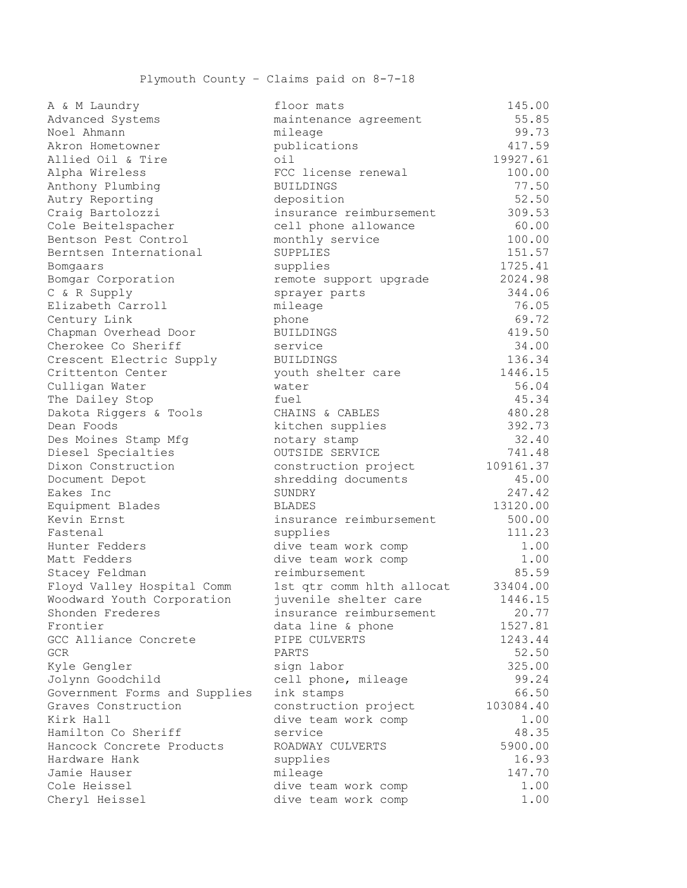Plymouth County – Claims paid on 8-7-18

| | | |
|---|---|---|
| A & M Laundry | floor mats | 145.00 |
| Advanced Systems | maintenance agreement | 55.85 |
| Noel Ahmann | mileage | 99.73 |
| Akron Hometowner | publications | 417.59 |
| Allied Oil & Tire | oil | 19927.61 |
| Alpha Wireless | FCC license renewal | 100.00 |
| Anthony Plumbing | BUILDINGS | 77.50 |
| Autry Reporting | deposition | 52.50 |
| Craig Bartolozzi | insurance reimbursement | 309.53 |
| Cole Beitelspacher | cell phone allowance | 60.00 |
| Bentson Pest Control | monthly service | 100.00 |
| Berntsen International | SUPPLIES | 151.57 |
| Bomgaars | supplies | 1725.41 |
| Bomgar Corporation | remote support upgrade | 2024.98 |
| C & R Supply | sprayer parts | 344.06 |
| Elizabeth Carroll | mileage | 76.05 |
| Century Link | phone | 69.72 |
| Chapman Overhead Door | BUILDINGS | 419.50 |
| Cherokee Co Sheriff | service | 34.00 |
| Crescent Electric Supply | BUILDINGS | 136.34 |
| Crittenton Center | youth shelter care | 1446.15 |
| Culligan Water | water | 56.04 |
| The Dailey Stop | fuel | 45.34 |
| Dakota Riggers & Tools | CHAINS & CABLES | 480.28 |
| Dean Foods | kitchen supplies | 392.73 |
| Des Moines Stamp Mfg | notary stamp | 32.40 |
| Diesel Specialties | OUTSIDE SERVICE | 741.48 |
| Dixon Construction | construction project | 109161.37 |
| Document Depot | shredding documents | 45.00 |
| Eakes Inc | SUNDRY | 247.42 |
| Equipment Blades | BLADES | 13120.00 |
| Kevin Ernst | insurance reimbursement | 500.00 |
| Fastenal | supplies | 111.23 |
| Hunter Fedders | dive team work comp | 1.00 |
| Matt Fedders | dive team work comp | 1.00 |
| Stacey Feldman | reimbursement | 85.59 |
| Floyd Valley Hospital Comm | 1st qtr comm hlth allocat | 33404.00 |
| Woodward Youth Corporation | juvenile shelter care | 1446.15 |
| Shonden Frederes | insurance reimbursement | 20.77 |
| Frontier | data line & phone | 1527.81 |
| GCC Alliance Concrete | PIPE CULVERTS | 1243.44 |
| GCR | PARTS | 52.50 |
| Kyle Gengler | sign labor | 325.00 |
| Jolynn Goodchild | cell phone, mileage | 99.24 |
| Government Forms and Supplies | ink stamps | 66.50 |
| Graves Construction | construction project | 103084.40 |
| Kirk Hall | dive team work comp | 1.00 |
| Hamilton Co Sheriff | service | 48.35 |
| Hancock Concrete Products | ROADWAY CULVERTS | 5900.00 |
| Hardware Hank | supplies | 16.93 |
| Jamie Hauser | mileage | 147.70 |
| Cole Heissel | dive team work comp | 1.00 |
| Cheryl Heissel | dive team work comp | 1.00 |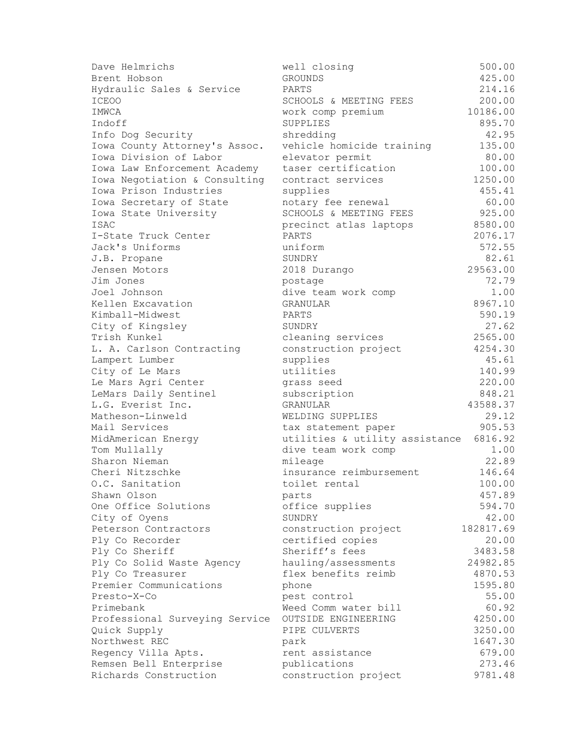| | | |
|---|---|---|
| Dave Helmrichs | well closing | 500.00 |
| Brent Hobson | GROUNDS | 425.00 |
| Hydraulic Sales & Service | PARTS | 214.16 |
| ICEOO | SCHOOLS & MEETING FEES | 200.00 |
| IMWCA | work comp premium | 10186.00 |
| Indoff | SUPPLIES | 895.70 |
| Info Dog Security | shredding | 42.95 |
| Iowa County Attorney's Assoc. | vehicle homicide training | 135.00 |
| Iowa Division of Labor | elevator permit | 80.00 |
| Iowa Law Enforcement Academy | taser certification | 100.00 |
| Iowa Negotiation & Consulting | contract services | 1250.00 |
| Iowa Prison Industries | supplies | 455.41 |
| Iowa Secretary of State | notary fee renewal | 60.00 |
| Iowa State University | SCHOOLS & MEETING FEES | 925.00 |
| ISAC | precinct atlas laptops | 8580.00 |
| I-State Truck Center | PARTS | 2076.17 |
| Jack's Uniforms | uniform | 572.55 |
| J.B. Propane | SUNDRY | 82.61 |
| Jensen Motors | 2018 Durango | 29563.00 |
| Jim Jones | postage | 72.79 |
| Joel Johnson | dive team work comp | 1.00 |
| Kellen Excavation | GRANULAR | 8967.10 |
| Kimball-Midwest | PARTS | 590.19 |
| City of Kingsley | SUNDRY | 27.62 |
| Trish Kunkel | cleaning services | 2565.00 |
| L. A. Carlson Contracting | construction project | 4254.30 |
| Lampert Lumber | supplies | 45.61 |
| City of Le Mars | utilities | 140.99 |
| Le Mars Agri Center | grass seed | 220.00 |
| LeMars Daily Sentinel | subscription | 848.21 |
| L.G. Everist Inc. | GRANULAR | 43588.37 |
| Matheson-Linweld | WELDING SUPPLIES | 29.12 |
| Mail Services | tax statement paper | 905.53 |
| MidAmerican Energy | utilities & utility assistance | 6816.92 |
| Tom Mullally | dive team work comp | 1.00 |
| Sharon Nieman | mileage | 22.89 |
| Cheri Nitzschke | insurance reimbursement | 146.64 |
| O.C. Sanitation | toilet rental | 100.00 |
| Shawn Olson | parts | 457.89 |
| One Office Solutions | office supplies | 594.70 |
| City of Oyens | SUNDRY | 42.00 |
| Peterson Contractors | construction project | 182817.69 |
| Ply Co Recorder | certified copies | 20.00 |
| Ply Co Sheriff | Sheriff's fees | 3483.58 |
| Ply Co Solid Waste Agency | hauling/assessments | 24982.85 |
| Ply Co Treasurer | flex benefits reimb | 4870.53 |
| Premier Communications | phone | 1595.80 |
| Presto-X-Co | pest control | 55.00 |
| Primebank | Weed Comm water bill | 60.92 |
| Professional Surveying Service | OUTSIDE ENGINEERING | 4250.00 |
| Quick Supply | PIPE CULVERTS | 3250.00 |
| Northwest REC | park | 1647.30 |
| Regency Villa Apts. | rent assistance | 679.00 |
| Remsen Bell Enterprise | publications | 273.46 |
| Richards Construction | construction project | 9781.48 |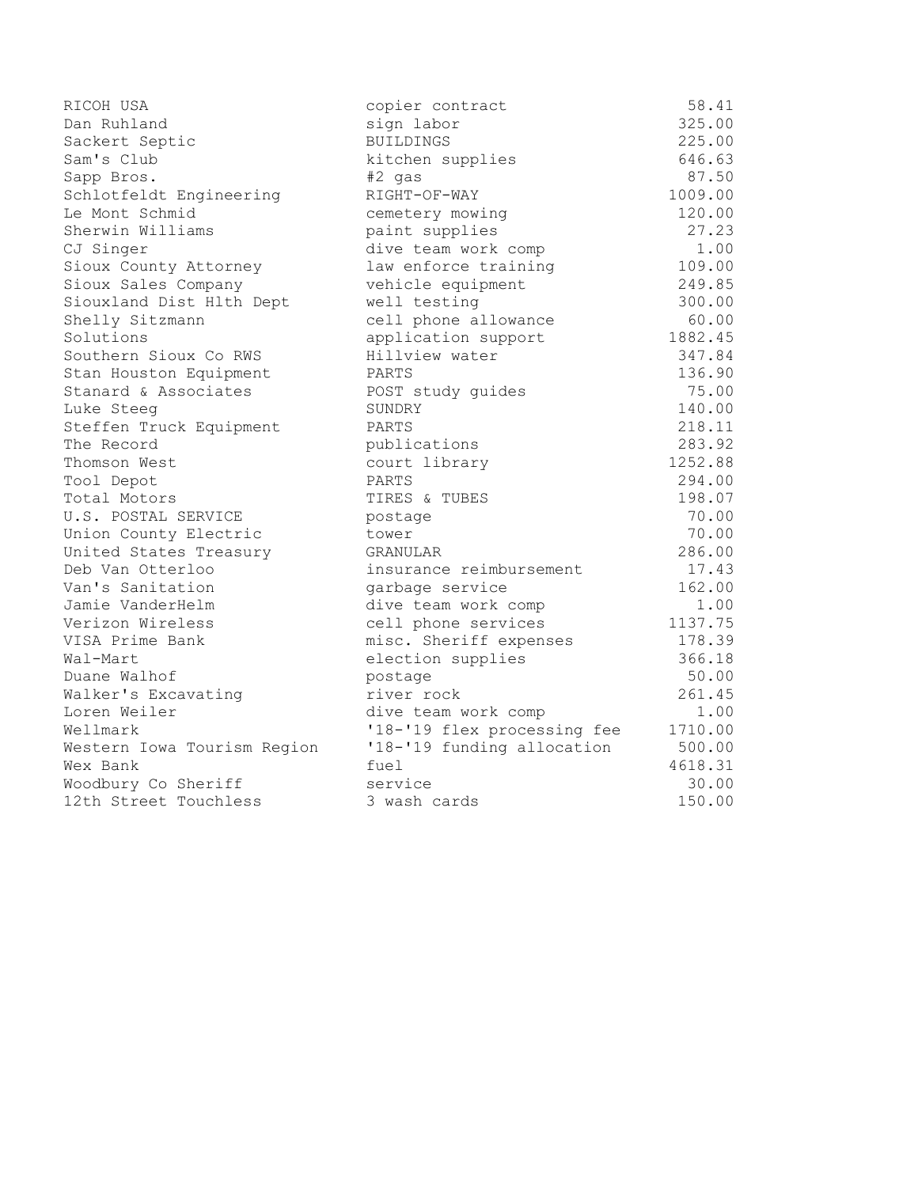| | | |
|---|---|---|
| RICOH USA | copier contract | 58.41 |
| Dan Ruhland | sign labor | 325.00 |
| Sackert Septic | BUILDINGS | 225.00 |
| Sam's Club | kitchen supplies | 646.63 |
| Sapp Bros. | #2 gas | 87.50 |
| Schlotfeldt Engineering | RIGHT-OF-WAY | 1009.00 |
| Le Mont Schmid | cemetery mowing | 120.00 |
| Sherwin Williams | paint supplies | 27.23 |
| CJ Singer | dive team work comp | 1.00 |
| Sioux County Attorney | law enforce training | 109.00 |
| Sioux Sales Company | vehicle equipment | 249.85 |
| Siouxland Dist Hlth Dept | well testing | 300.00 |
| Shelly Sitzmann | cell phone allowance | 60.00 |
| Solutions | application support | 1882.45 |
| Southern Sioux Co RWS | Hillview water | 347.84 |
| Stan Houston Equipment | PARTS | 136.90 |
| Stanard & Associates | POST study guides | 75.00 |
| Luke Steeg | SUNDRY | 140.00 |
| Steffen Truck Equipment | PARTS | 218.11 |
| The Record | publications | 283.92 |
| Thomson West | court library | 1252.88 |
| Tool Depot | PARTS | 294.00 |
| Total Motors | TIRES & TUBES | 198.07 |
| U.S. POSTAL SERVICE | postage | 70.00 |
| Union County Electric | tower | 70.00 |
| United States Treasury | GRANULAR | 286.00 |
| Deb Van Otterloo | insurance reimbursement | 17.43 |
| Van's Sanitation | garbage service | 162.00 |
| Jamie VanderHelm | dive team work comp | 1.00 |
| Verizon Wireless | cell phone services | 1137.75 |
| VISA Prime Bank | misc. Sheriff expenses | 178.39 |
| Wal-Mart | election supplies | 366.18 |
| Duane Walhof | postage | 50.00 |
| Walker's Excavating | river rock | 261.45 |
| Loren Weiler | dive team work comp | 1.00 |
| Wellmark | '18-'19 flex processing fee | 1710.00 |
| Western Iowa Tourism Region | '18-'19 funding allocation | 500.00 |
| Wex Bank | fuel | 4618.31 |
| Woodbury Co Sheriff | service | 30.00 |
| 12th Street Touchless | 3 wash cards | 150.00 |